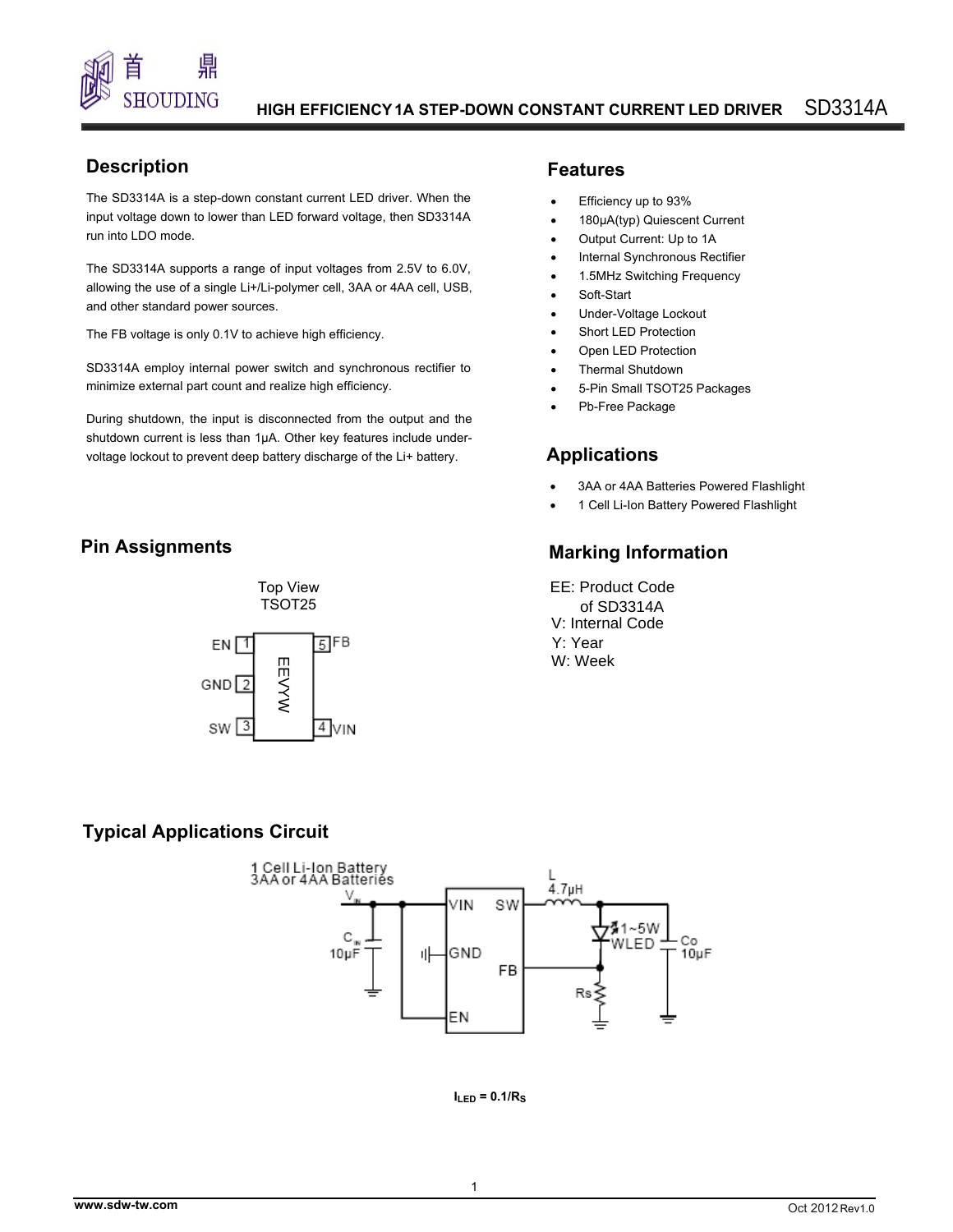# HIGH EFFICIENCY 1A STEP-DOWN CONSTANT CURRENT LED DRIVER SD3314A

## Description

The SD3314A is a step-down constant current LED driver. When the input voltage down to lower than LED forward voltage, then SD3314A run into LDO mode.

The SD3314A supports a range of input voltages from 2.5V to 6.0V, allowing the use of a single Li+/Li-polymer cell, 3AA or 4AA cell, USB, and other standard power sources.

The FB voltage is only 0.1V to achieve high efficiency.

SD3314A employ internal power switch and synchronous rectifier to minimize external part count and realize high efficiency.

During shutdown, the input is disconnected from the output and the shutdown current is less than 1μA. Other key features include under-voltage lockout to prevent deep battery discharge of the Li+ battery.

## Features

- Efficiency up to 93%
- 180μA(typ) Quiescent Current
- Output Current: Up to 1A
- Internal Synchronous Rectifier
- 1.5MHz Switching Frequency
- Soft-Start
- Under-Voltage Lockout
- Short LED Protection
- Open LED Protection
- Thermal Shutdown
- 5-Pin Small TSOT25 Packages
- Pb-Free Package

## Applications

- 3AA or 4AA Batteries Powered Flashlight
- 1 Cell Li-Ion Battery Powered Flashlight

## Pin Assignments

Top View
TSOT25

| Pin | Name |
| --- | --- |
| 1 | EN |
| 2 | GND |
| 3 | SW |
| 4 | VIN |
| 5 | FB |

Marking: EEVYW

## Marking Information

EE: Product Code of SD3314A
V: Internal Code
Y: Year
W: Week

## Typical Applications Circuit

1 Cell Li-Ion Battery
3AA or 4AA Batteries

$V_{IN}$, $C_{IN}$ 10μF, L 4.7μH, 1~5W WLED, Co 10μF, Rs

$I_{LED} = 0.1/R_S$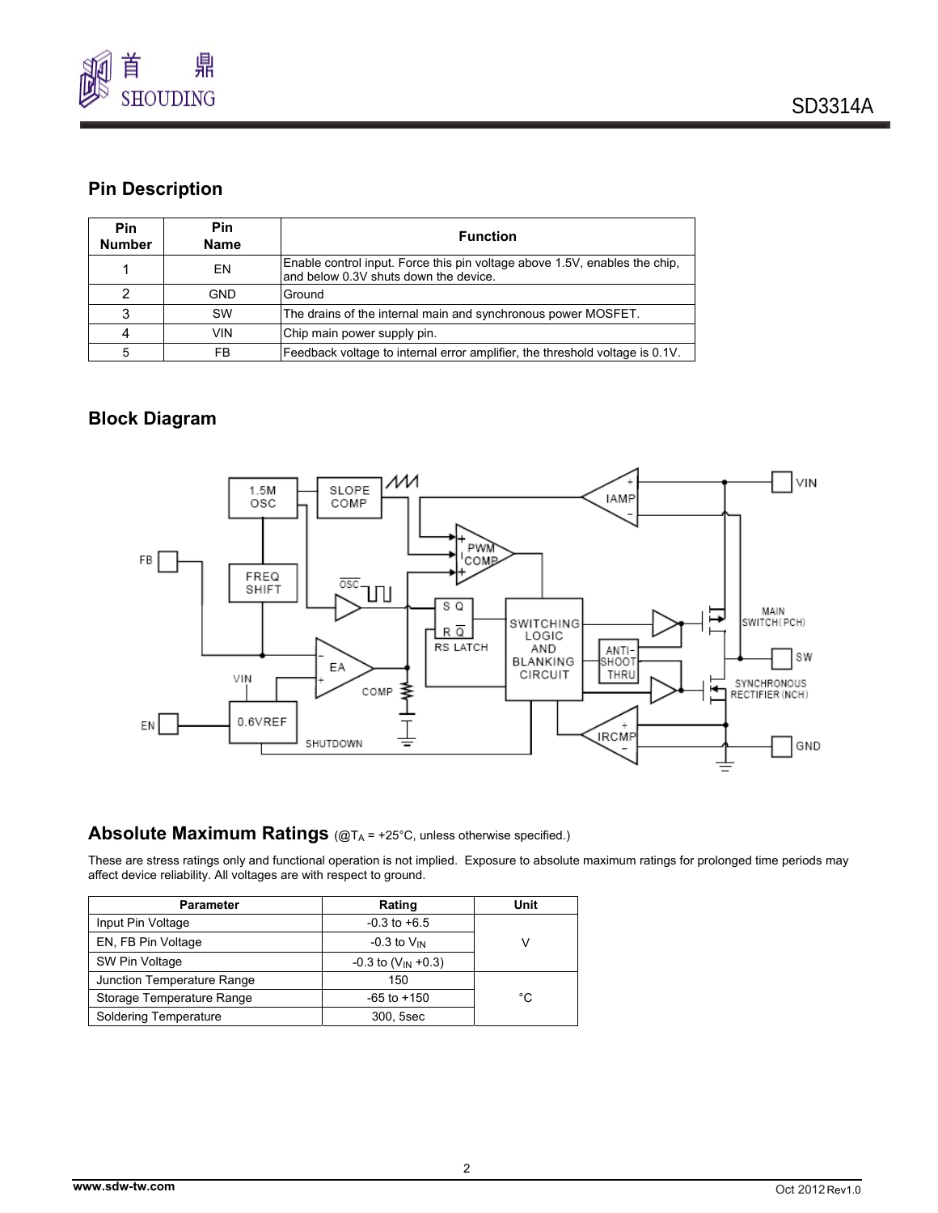## Pin Description

| Pin Number | Pin Name | Function |
|---|---|---|
| 1 | EN | Enable control input. Force this pin voltage above 1.5V, enables the chip, and below 0.3V shuts down the device. |
| 2 | GND | Ground |
| 3 | SW | The drains of the internal main and synchronous power MOSFET. |
| 4 | VIN | Chip main power supply pin. |
| 5 | FB | Feedback voltage to internal error amplifier, the threshold voltage is 0.1V. |

## Block Diagram

## Absolute Maximum Ratings (@$T_A$ = +25°C, unless otherwise specified.)

These are stress ratings only and functional operation is not implied. Exposure to absolute maximum ratings for prolonged time periods may affect device reliability. All voltages are with respect to ground.

| Parameter | Rating | Unit |
|---|---|---|
| Input Pin Voltage | -0.3 to +6.5 | V |
| EN, FB Pin Voltage | -0.3 to $V_{IN}$ | V |
| SW Pin Voltage | -0.3 to ($V_{IN}$ +0.3) | V |
| Junction Temperature Range | 150 | °C |
| Storage Temperature Range | -65 to +150 | °C |
| Soldering Temperature | 300, 5sec | °C |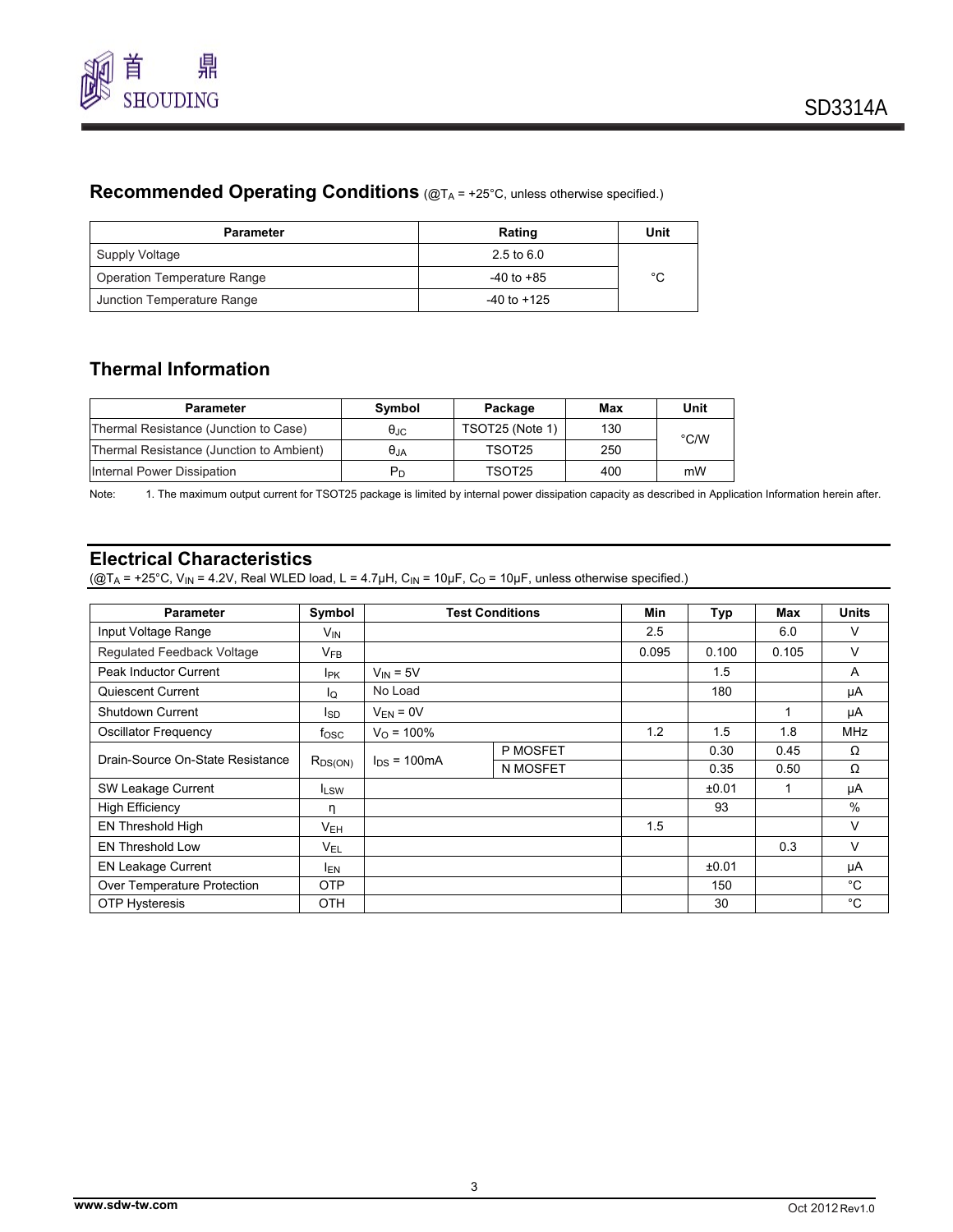## Recommended Operating Conditions (@$T_A$ = +25°C, unless otherwise specified.)

| Parameter | Rating | Unit |
|---|---|---|
| Supply Voltage | 2.5 to 6.0 | |
| Operation Temperature Range | -40 to +85 | °C |
| Junction Temperature Range | -40 to +125 | |

## Thermal Information

| Parameter | Symbol | Package | Max | Unit |
|---|---|---|---|---|
| Thermal Resistance (Junction to Case) | $\theta_{JC}$ | TSOT25 (Note 1) | 130 | °C/W |
| Thermal Resistance (Junction to Ambient) | $\theta_{JA}$ | TSOT25 | 250 | |
| Internal Power Dissipation | $P_D$ | TSOT25 | 400 | mW |

Note: 1. The maximum output current for TSOT25 package is limited by internal power dissipation capacity as described in Application Information herein after.

## Electrical Characteristics

(@$T_A$ = +25°C, $V_{IN}$ = 4.2V, Real WLED load, L = 4.7μH, $C_{IN}$ = 10μF, $C_O$ = 10μF, unless otherwise specified.)

| Parameter | Symbol | Test Conditions | | Min | Typ | Max | Units |
|---|---|---|---|---|---|---|---|
| Input Voltage Range | $V_{IN}$ | | | 2.5 | | 6.0 | V |
| Regulated Feedback Voltage | $V_{FB}$ | | | 0.095 | 0.100 | 0.105 | V |
| Peak Inductor Current | $I_{PK}$ | $V_{IN}$ = 5V | | | 1.5 | | A |
| Quiescent Current | $I_Q$ | No Load | | | 180 | | μA |
| Shutdown Current | $I_{SD}$ | $V_{EN}$ = 0V | | | | 1 | μA |
| Oscillator Frequency | $f_{OSC}$ | $V_O$ = 100% | | 1.2 | 1.5 | 1.8 | MHz |
| Drain-Source On-State Resistance | $R_{DS(ON)}$ | $I_{DS}$ = 100mA | P MOSFET | | 0.30 | 0.45 | Ω |
| | | | N MOSFET | | 0.35 | 0.50 | Ω |
| SW Leakage Current | $I_{LSW}$ | | | | ±0.01 | 1 | μA |
| High Efficiency | η | | | | 93 | | % |
| EN Threshold High | $V_{EH}$ | | | 1.5 | | | V |
| EN Threshold Low | $V_{EL}$ | | | | | 0.3 | V |
| EN Leakage Current | $I_{EN}$ | | | | ±0.01 | | μA |
| Over Temperature Protection | OTP | | | | 150 | | °C |
| OTP Hysteresis | OTH | | | | 30 | | °C |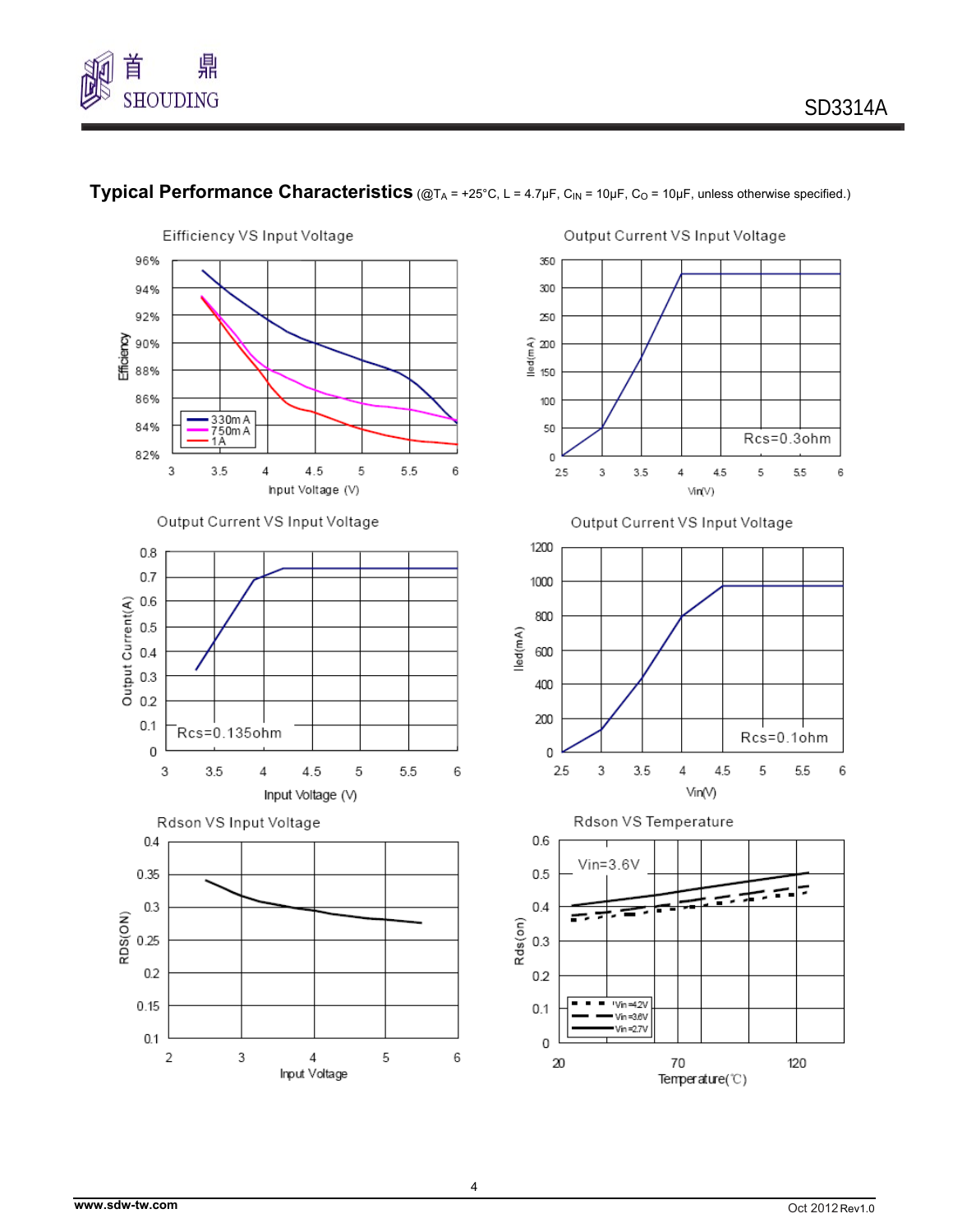## Typical Performance Characteristics (@$T_A$ = +25°C, L = 4.7μF, $C_{IN}$ = 10μF, $C_O$ = 10μF, unless otherwise specified.)

Eifficiency VS Input Voltage

Output Current VS Input Voltage

Rcs=0.3ohm

Output Current VS Input Voltage

Rcs=0.135ohm

Output Current VS Input Voltage

Rcs=0.1ohm

Rdson VS Input Voltage

Rdson VS Temperature

Vin=3.6V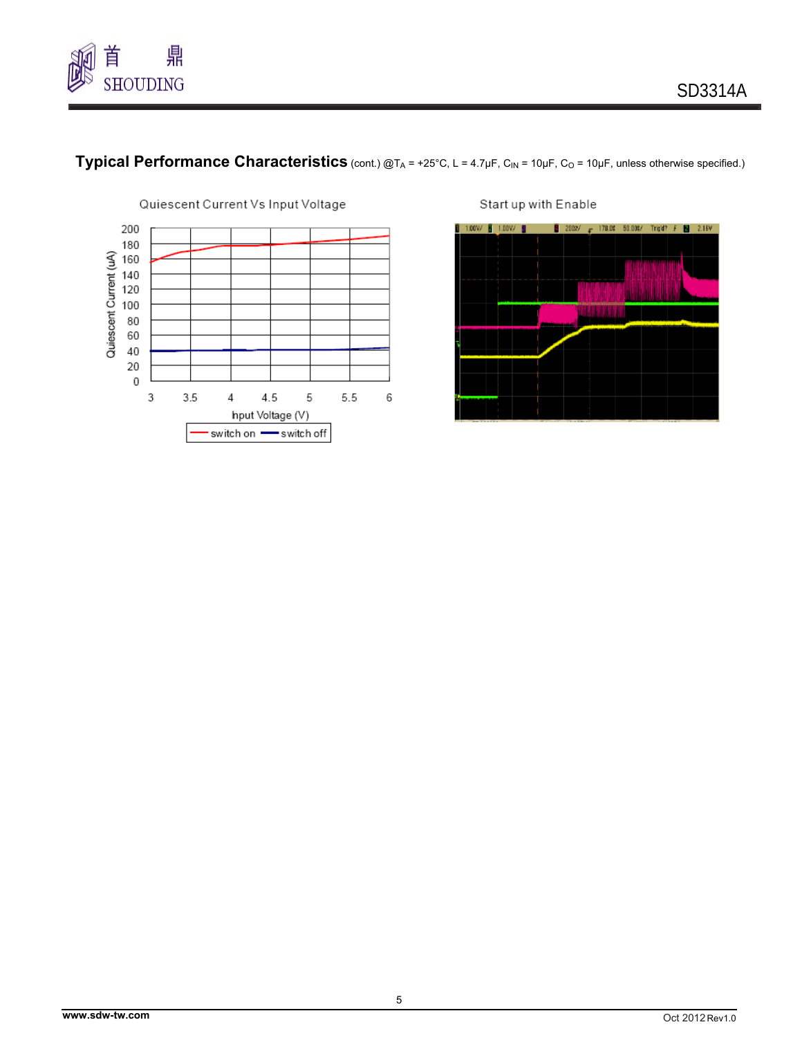## Typical Performance Characteristics (cont.) @$T_A$ = +25°C, L = 4.7μF, $C_{IN}$ = 10μF, $C_O$ = 10μF, unless otherwise specified.)

Quiescent Current Vs Input Voltage

Start up with Enable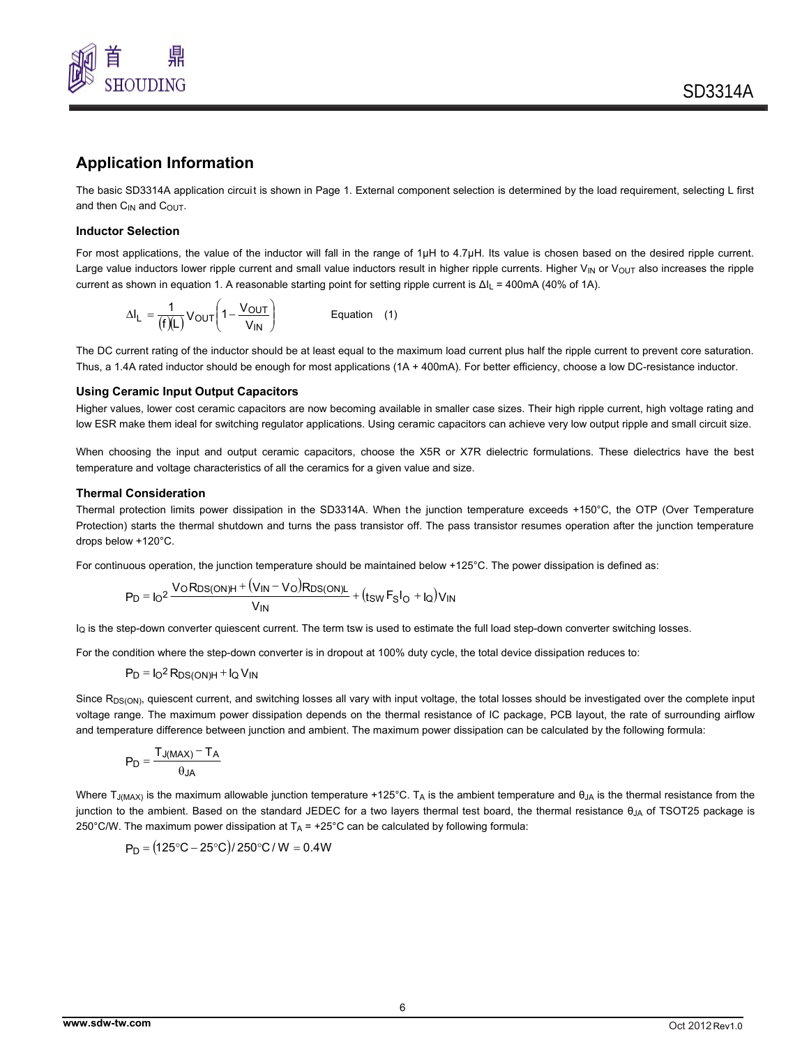## Application Information

The basic SD3314A application circuit is shown in Page 1. External component selection is determined by the load requirement, selecting L first and then $C_{IN}$ and $C_{OUT}$.

### Inductor Selection

For most applications, the value of the inductor will fall in the range of 1μH to 4.7μH. Its value is chosen based on the desired ripple current. Large value inductors lower ripple current and small value inductors result in higher ripple currents. Higher $V_{IN}$ or $V_{OUT}$ also increases the ripple current as shown in equation 1. A reasonable starting point for setting ripple current is $\Delta I_L$ = 400mA (40% of 1A).

$$\Delta I_L = \frac{1}{(f)(L)} V_{OUT}\left(1 - \frac{V_{OUT}}{V_{IN}}\right) \qquad \text{Equation (1)}$$

The DC current rating of the inductor should be at least equal to the maximum load current plus half the ripple current to prevent core saturation. Thus, a 1.4A rated inductor should be enough for most applications (1A + 400mA). For better efficiency, choose a low DC-resistance inductor.

### Using Ceramic Input Output Capacitors

Higher values, lower cost ceramic capacitors are now becoming available in smaller case sizes. Their high ripple current, high voltage rating and low ESR make them ideal for switching regulator applications. Using ceramic capacitors can achieve very low output ripple and small circuit size.

When choosing the input and output ceramic capacitors, choose the X5R or X7R dielectric formulations. These dielectrics have the best temperature and voltage characteristics of all the ceramics for a given value and size.

### Thermal Consideration

Thermal protection limits power dissipation in the SD3314A. When the junction temperature exceeds +150°C, the OTP (Over Temperature Protection) starts the thermal shutdown and turns the pass transistor off. The pass transistor resumes operation after the junction temperature drops below +120°C.

For continuous operation, the junction temperature should be maintained below +125°C. The power dissipation is defined as:

$$P_D = I_O^2 \frac{V_O R_{DS(ON)H} + (V_{IN} - V_O) R_{DS(ON)L}}{V_{IN}} + (t_{SW} F_S I_O + I_Q) V_{IN}$$

$I_Q$ is the step-down converter quiescent current. The term tsw is used to estimate the full load step-down converter switching losses.

For the condition where the step-down converter is in dropout at 100% duty cycle, the total device dissipation reduces to:

$$P_D = I_O^2 R_{DS(ON)H} + I_Q V_{IN}$$

Since $R_{DS(ON)}$, quiescent current, and switching losses all vary with input voltage, the total losses should be investigated over the complete input voltage range. The maximum power dissipation depends on the thermal resistance of IC package, PCB layout, the rate of surrounding airflow and temperature difference between junction and ambient. The maximum power dissipation can be calculated by the following formula:

$$P_D = \frac{T_{J(MAX)} - T_A}{\theta_{JA}}$$

Where $T_{J(MAX)}$ is the maximum allowable junction temperature +125°C. $T_A$ is the ambient temperature and $\theta_{JA}$ is the thermal resistance from the junction to the ambient. Based on the standard JEDEC for a two layers thermal test board, the thermal resistance $\theta_{JA}$ of TSOT25 package is 250°C/W. The maximum power dissipation at $T_A$ = +25°C can be calculated by following formula:

$$P_D = (125°C - 25°C) / 250°C/W = 0.4W$$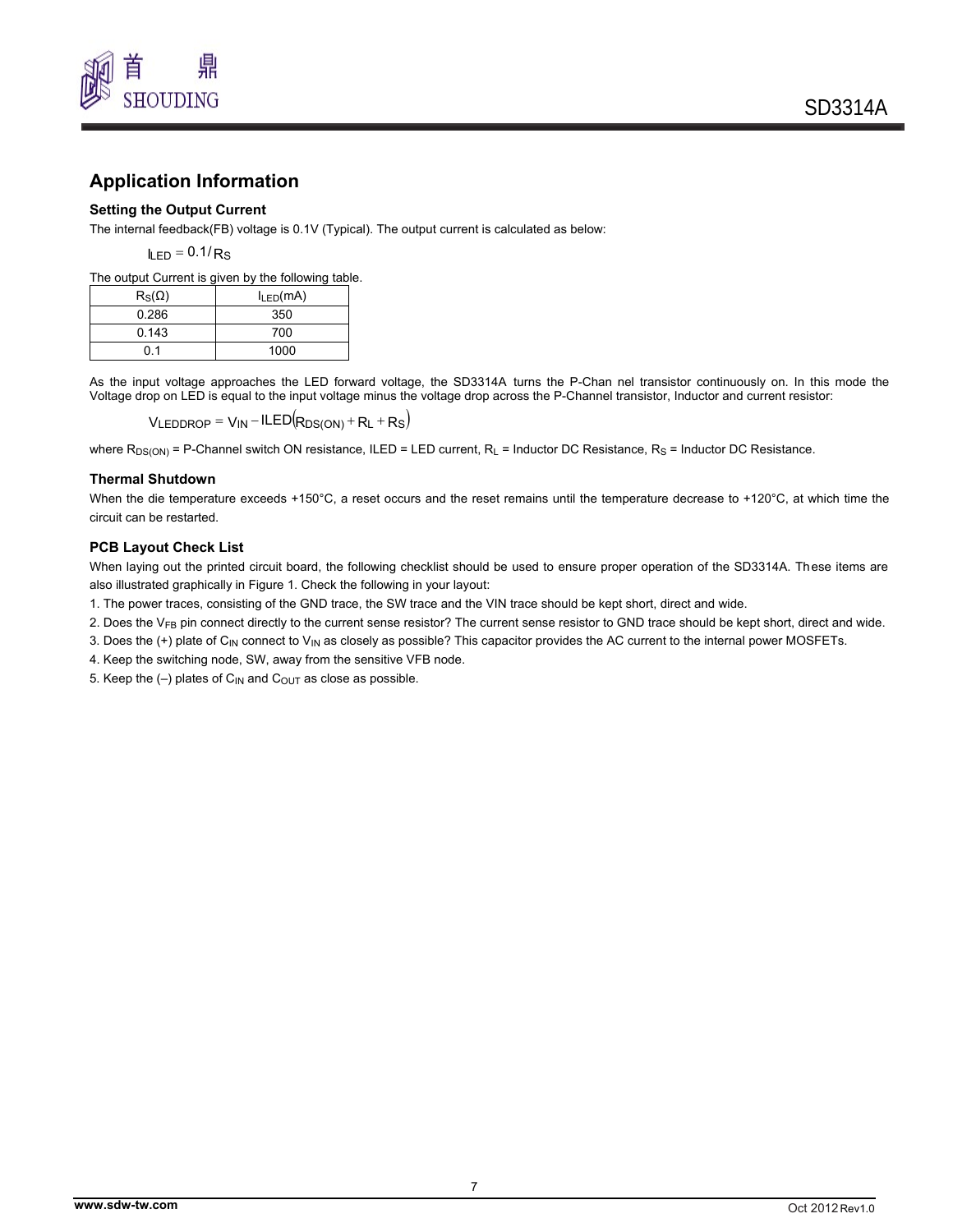## Application Information

### Setting the Output Current

The internal feedback(FB) voltage is 0.1V (Typical). The output current is calculated as below:

$$I_{LED} = 0.1 / R_S$$

The output Current is given by the following table.

| $R_S(\Omega)$ | $I_{LED}$(mA) |
|---|---|
| 0.286 | 350 |
| 0.143 | 700 |
| 0.1 | 1000 |

As the input voltage approaches the LED forward voltage, the SD3314A turns the P-Chan nel transistor continuously on. In this mode the Voltage drop on LED is equal to the input voltage minus the voltage drop across the P-Channel transistor, Inductor and current resistor:

$$V_{LEDDROP} = V_{IN} - ILED(R_{DS(ON)} + R_L + R_S)$$

where $R_{DS(ON)}$ = P-Channel switch ON resistance, ILED = LED current, $R_L$ = Inductor DC Resistance, $R_S$ = Inductor DC Resistance.

### Thermal Shutdown

When the die temperature exceeds +150°C, a reset occurs and the reset remains until the temperature decrease to +120°C, at which time the circuit can be restarted.

### PCB Layout Check List

When laying out the printed circuit board, the following checklist should be used to ensure proper operation of the SD3314A. These items are also illustrated graphically in Figure 1. Check the following in your layout:

1. The power traces, consisting of the GND trace, the SW trace and the VIN trace should be kept short, direct and wide.
2. Does the $V_{FB}$ pin connect directly to the current sense resistor? The current sense resistor to GND trace should be kept short, direct and wide.
3. Does the (+) plate of $C_{IN}$ connect to $V_{IN}$ as closely as possible? This capacitor provides the AC current to the internal power MOSFETs.
4. Keep the switching node, SW, away from the sensitive VFB node.
5. Keep the (–) plates of $C_{IN}$ and $C_{OUT}$ as close as possible.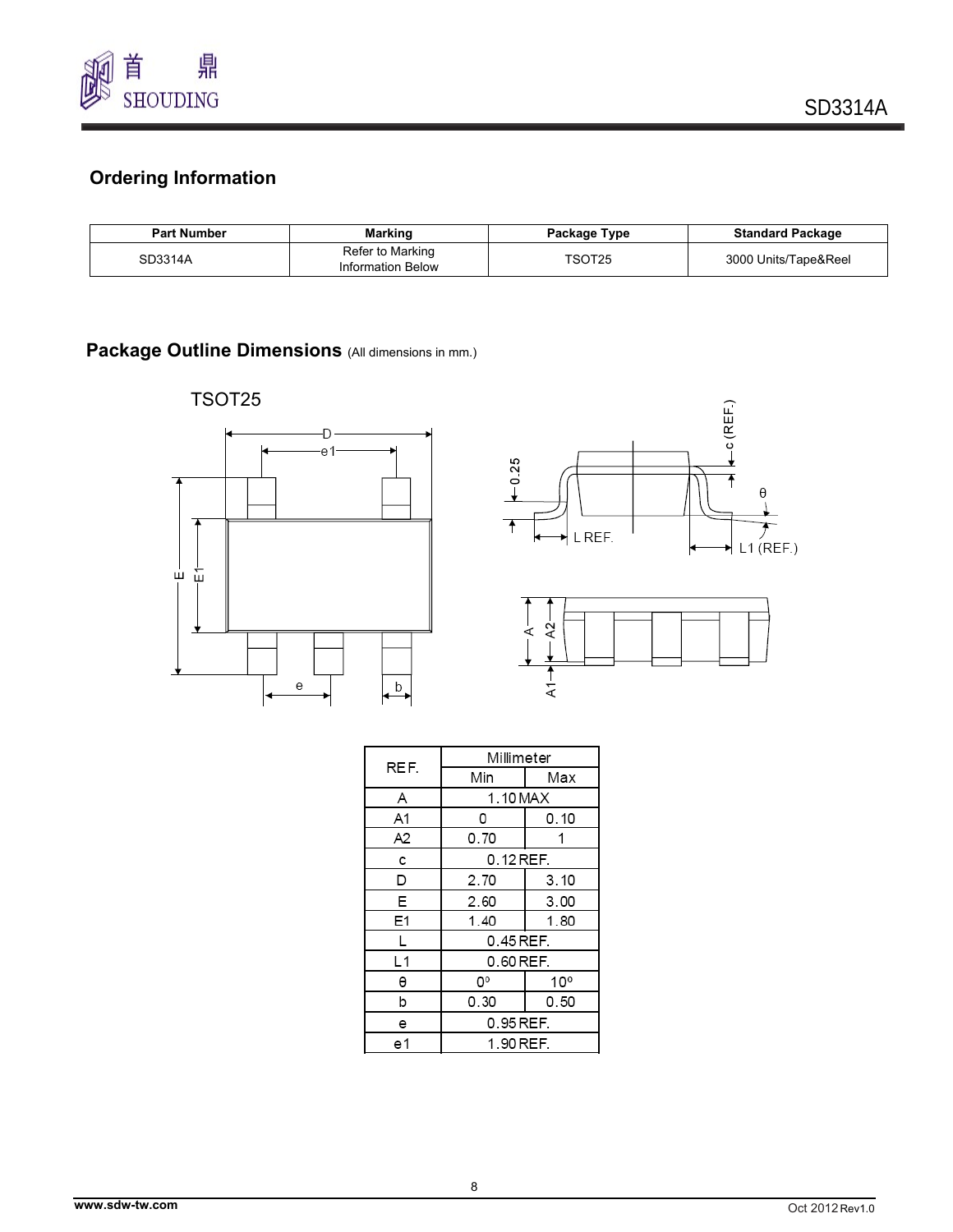## Ordering Information

| Part Number | Marking | Package Type | Standard Package |
|---|---|---|---|
| SD3314A | Refer to Marking Information Below | TSOT25 | 3000 Units/Tape&Reel |

## Package Outline Dimensions (All dimensions in mm.)

TSOT25

D
e1
E
E1
e
b
0.25
c (REF.)
θ
L REF.
L1 (REF.)
A
A2
A1

| REF. | Millimeter | |
|---|---|---|
| | Min | Max |
| A | 1.10 MAX | |
| A1 | 0 | 0.10 |
| A2 | 0.70 | 1 |
| c | 0.12 REF. | |
| D | 2.70 | 3.10 |
| E | 2.60 | 3.00 |
| E1 | 1.40 | 1.80 |
| L | 0.45 REF. | |
| L1 | 0.60 REF. | |
| θ | 0° | 10° |
| b | 0.30 | 0.50 |
| e | 0.95 REF. | |
| e1 | 1.90 REF. | |